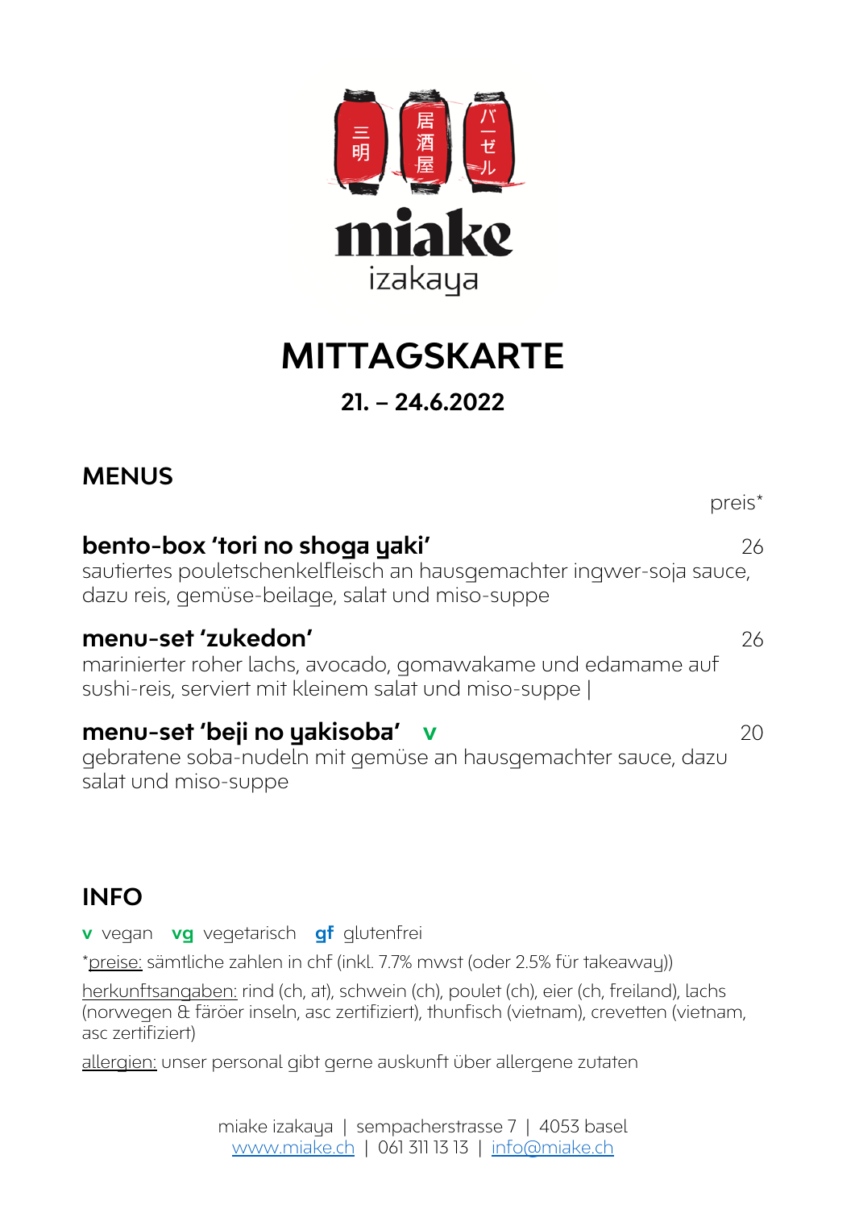三明 居酒屋 バーゼル

miake
izakaya

# MITTAGSKARTE

## 21. – 24.6.2022

## MENUS

preis*

**bento-box 'tori no shoga yaki'** 26
sautiertes pouletschenkelfleisch an hausgemachter ingwer-soja sauce, dazu reis, gemüse-beilage, salat und miso-suppe

**menu-set 'zukedon'** 26
marinierter roher lachs, avocado, gomawakame und edamame auf sushi-reis, serviert mit kleinem salat und miso-suppe |

**menu-set 'beji no yakisoba'** **v** 20
gebratene soba-nudeln mit gemüse an hausgemachter sauce, dazu salat und miso-suppe

## INFO

**v** vegan **vg** vegetarisch **gf** glutenfrei

*preise: sämtliche zahlen in chf (inkl. 7.7% mwst (oder 2.5% für takeaway))

herkunftsangaben: rind (ch, at), schwein (ch), poulet (ch), eier (ch, freiland), lachs (norwegen & färöer inseln, asc zertifiziert), thunfisch (vietnam), crevetten (vietnam, asc zertifiziert)

allergien: unser personal gibt gerne auskunft über allergene zutaten

miake izakaya | sempacherstrasse 7 | 4053 basel
www.miake.ch | 061 311 13 13 | info@miake.ch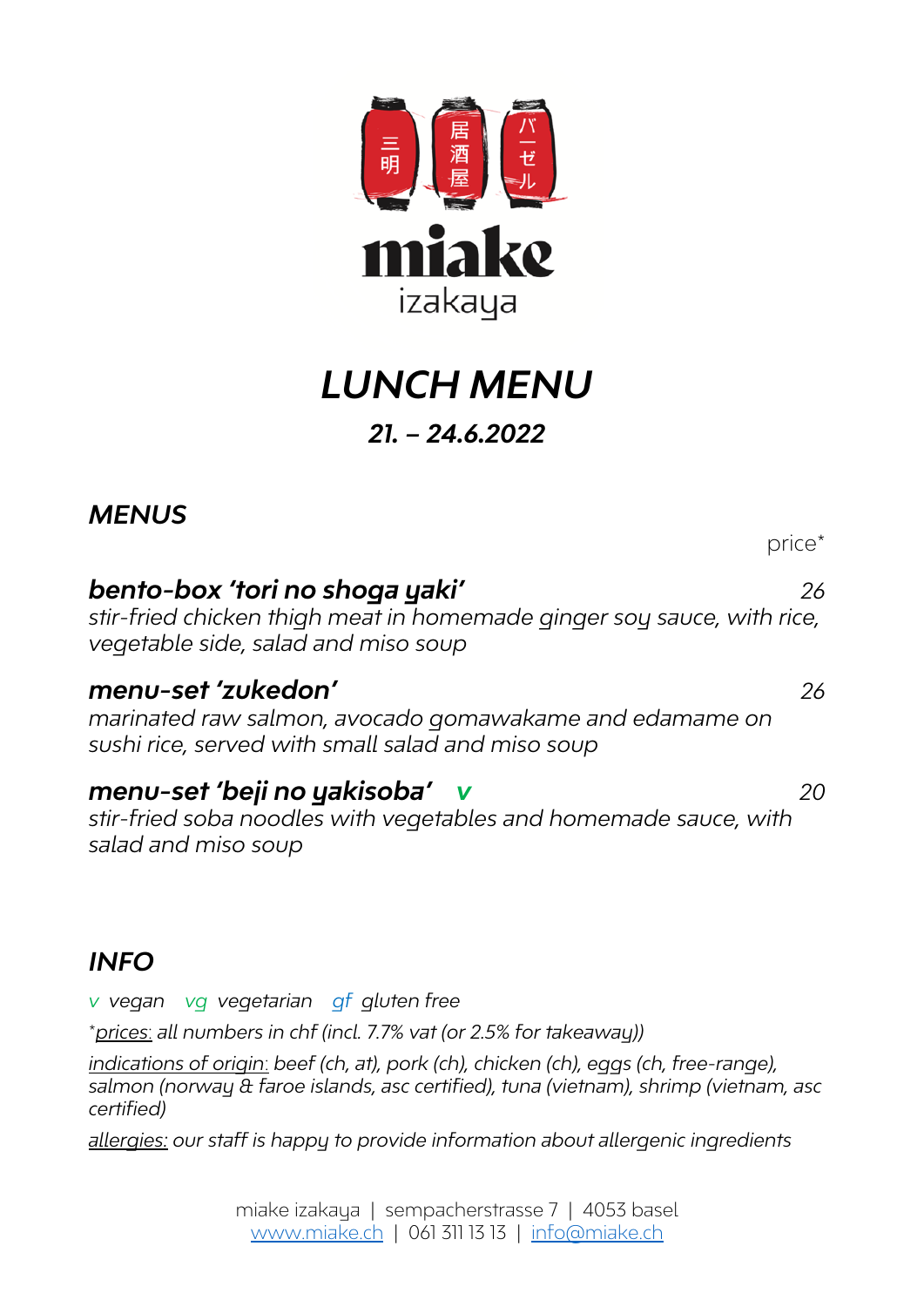三明 居酒屋 バーゼル

miake
izakaya

# *LUNCH MENU*

## *21. – 24.6.2022*

## *MENUS*

price*

***bento-box 'tori no shoga yaki'*** *26*
*stir-fried chicken thigh meat in homemade ginger soy sauce, with rice, vegetable side, salad and miso soup*

***menu-set 'zukedon'*** *26*
*marinated raw salmon, avocado gomawakame and edamame on sushi rice, served with small salad and miso soup*

***menu-set 'beji no yakisoba'*** ***v*** *20*
*stir-fried soba noodles with vegetables and homemade sauce, with salad and miso soup*

## *INFO*

*v vegan vg vegetarian gf gluten free*

*\*prices: all numbers in chf (incl. 7.7% vat (or 2.5% for takeaway))*

*indications of origin: beef (ch, at), pork (ch), chicken (ch), eggs (ch, free-range), salmon (norway & faroe islands, asc certified), tuna (vietnam), shrimp (vietnam, asc certified)*

*allergies: our staff is happy to provide information about allergenic ingredients*

miake izakaya | sempacherstrasse 7 | 4053 basel
www.miake.ch | 061 311 13 13 | info@miake.ch